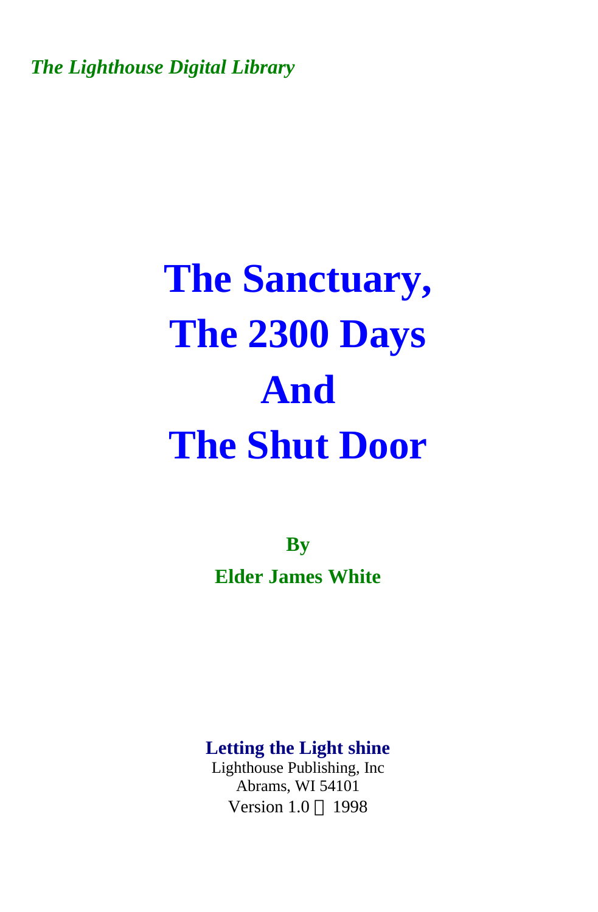*The Lighthouse Digital Library*

# The Sanctuary, The 2300 Days And The Shut Door

**By**

**Elder James White**

**Letting the Light shine**
Lighthouse Publishing, Inc
Abrams, WI 54101
Version 1.0 © 1998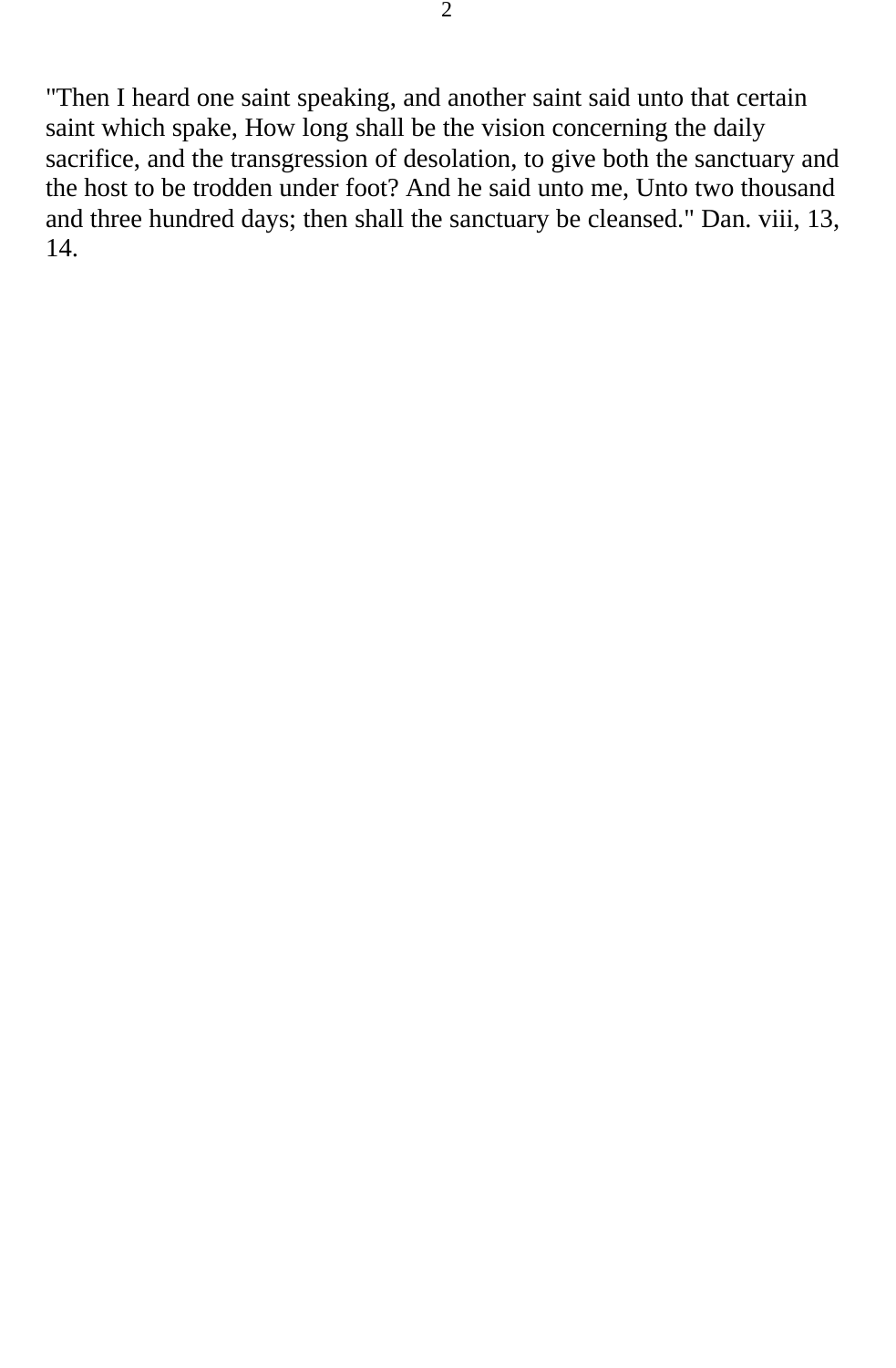"Then I heard one saint speaking, and another saint said unto that certain saint which spake, How long shall be the vision concerning the daily sacrifice, and the transgression of desolation, to give both the sanctuary and the host to be trodden under foot? And he said unto me, Unto two thousand and three hundred days; then shall the sanctuary be cleansed." Dan. viii, 13, 14.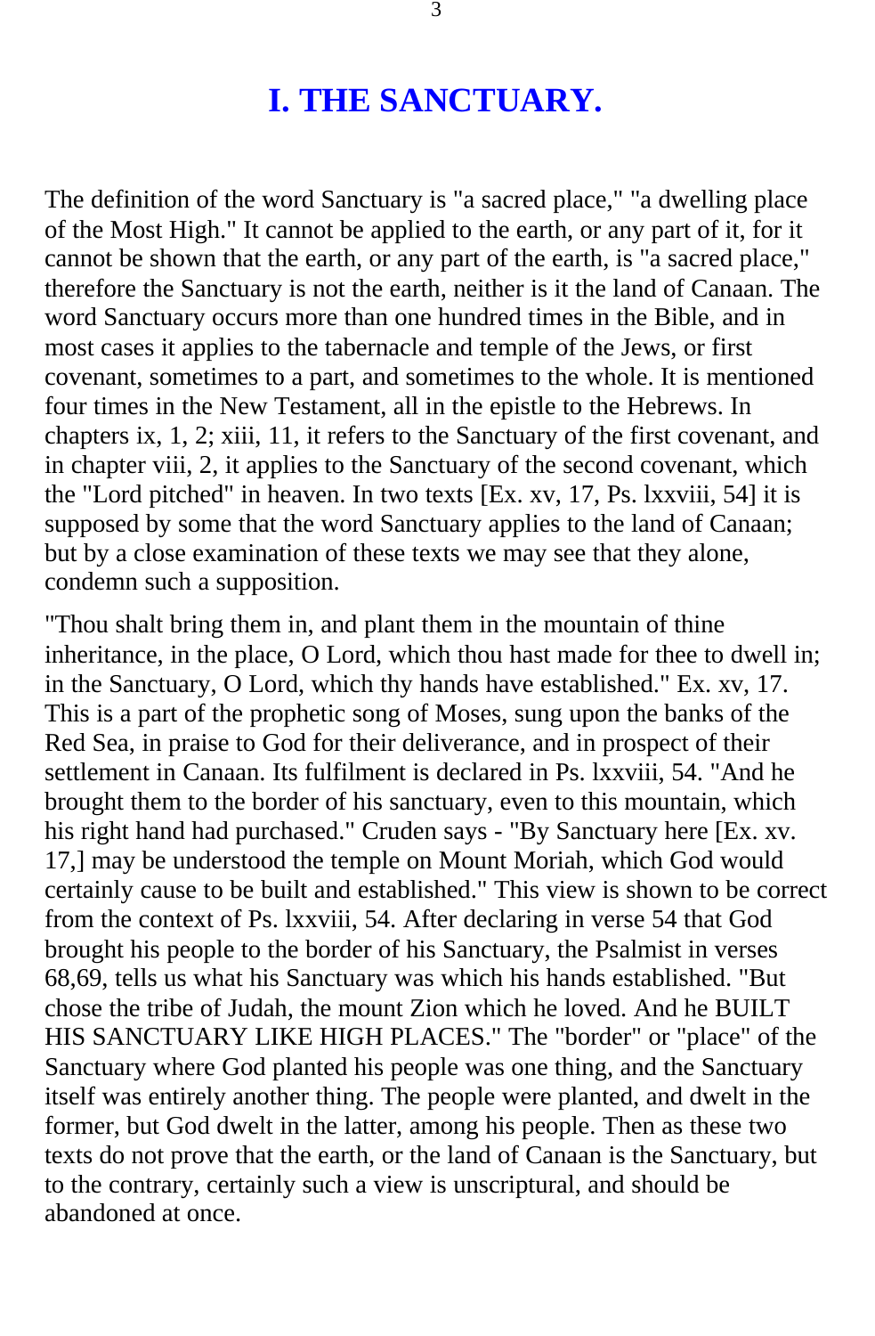# I. THE SANCTUARY.

The definition of the word Sanctuary is "a sacred place," "a dwelling place of the Most High." It cannot be applied to the earth, or any part of it, for it cannot be shown that the earth, or any part of the earth, is "a sacred place," therefore the Sanctuary is not the earth, neither is it the land of Canaan. The word Sanctuary occurs more than one hundred times in the Bible, and in most cases it applies to the tabernacle and temple of the Jews, or first covenant, sometimes to a part, and sometimes to the whole. It is mentioned four times in the New Testament, all in the epistle to the Hebrews. In chapters ix, 1, 2; xiii, 11, it refers to the Sanctuary of the first covenant, and in chapter viii, 2, it applies to the Sanctuary of the second covenant, which the "Lord pitched" in heaven. In two texts [Ex. xv, 17, Ps. lxxviii, 54] it is supposed by some that the word Sanctuary applies to the land of Canaan; but by a close examination of these texts we may see that they alone, condemn such a supposition.

"Thou shalt bring them in, and plant them in the mountain of thine inheritance, in the place, O Lord, which thou hast made for thee to dwell in; in the Sanctuary, O Lord, which thy hands have established." Ex. xv, 17. This is a part of the prophetic song of Moses, sung upon the banks of the Red Sea, in praise to God for their deliverance, and in prospect of their settlement in Canaan. Its fulfilment is declared in Ps. lxxviii, 54. "And he brought them to the border of his sanctuary, even to this mountain, which his right hand had purchased." Cruden says - "By Sanctuary here [Ex. xv. 17,] may be understood the temple on Mount Moriah, which God would certainly cause to be built and established." This view is shown to be correct from the context of Ps. lxxviii, 54. After declaring in verse 54 that God brought his people to the border of his Sanctuary, the Psalmist in verses 68,69, tells us what his Sanctuary was which his hands established. "But chose the tribe of Judah, the mount Zion which he loved. And he BUILT HIS SANCTUARY LIKE HIGH PLACES." The "border" or "place" of the Sanctuary where God planted his people was one thing, and the Sanctuary itself was entirely another thing. The people were planted, and dwelt in the former, but God dwelt in the latter, among his people. Then as these two texts do not prove that the earth, or the land of Canaan is the Sanctuary, but to the contrary, certainly such a view is unscriptural, and should be abandoned at once.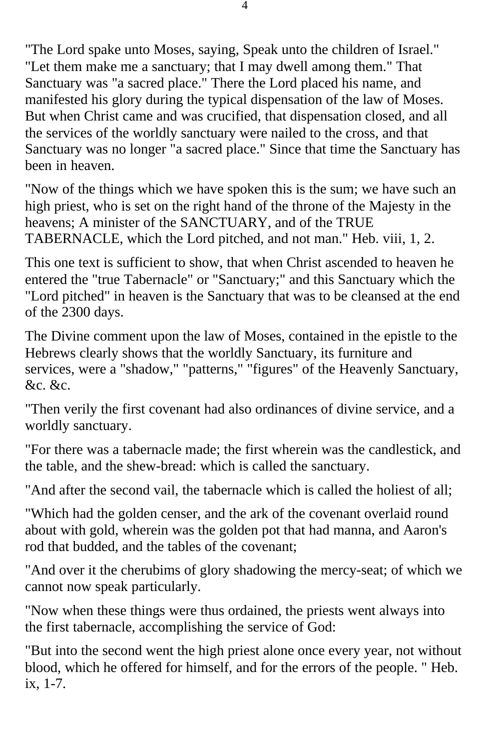"The Lord spake unto Moses, saying, Speak unto the children of Israel." "Let them make me a sanctuary; that I may dwell among them." That Sanctuary was "a sacred place." There the Lord placed his name, and manifested his glory during the typical dispensation of the law of Moses. But when Christ came and was crucified, that dispensation closed, and all the services of the worldly sanctuary were nailed to the cross, and that Sanctuary was no longer "a sacred place." Since that time the Sanctuary has been in heaven.

"Now of the things which we have spoken this is the sum; we have such an high priest, who is set on the right hand of the throne of the Majesty in the heavens; A minister of the SANCTUARY, and of the TRUE TABERNACLE, which the Lord pitched, and not man." Heb. viii, 1, 2.

This one text is sufficient to show, that when Christ ascended to heaven he entered the "true Tabernacle" or "Sanctuary;" and this Sanctuary which the "Lord pitched" in heaven is the Sanctuary that was to be cleansed at the end of the 2300 days.

The Divine comment upon the law of Moses, contained in the epistle to the Hebrews clearly shows that the worldly Sanctuary, its furniture and services, were a "shadow," "patterns," "figures" of the Heavenly Sanctuary, &c. &c.

"Then verily the first covenant had also ordinances of divine service, and a worldly sanctuary.

"For there was a tabernacle made; the first wherein was the candlestick, and the table, and the shew-bread: which is called the sanctuary.

"And after the second vail, the tabernacle which is called the holiest of all;

"Which had the golden censer, and the ark of the covenant overlaid round about with gold, wherein was the golden pot that had manna, and Aaron's rod that budded, and the tables of the covenant;

"And over it the cherubims of glory shadowing the mercy-seat; of which we cannot now speak particularly.

"Now when these things were thus ordained, the priests went always into the first tabernacle, accomplishing the service of God:

"But into the second went the high priest alone once every year, not without blood, which he offered for himself, and for the errors of the people. " Heb. ix, 1-7.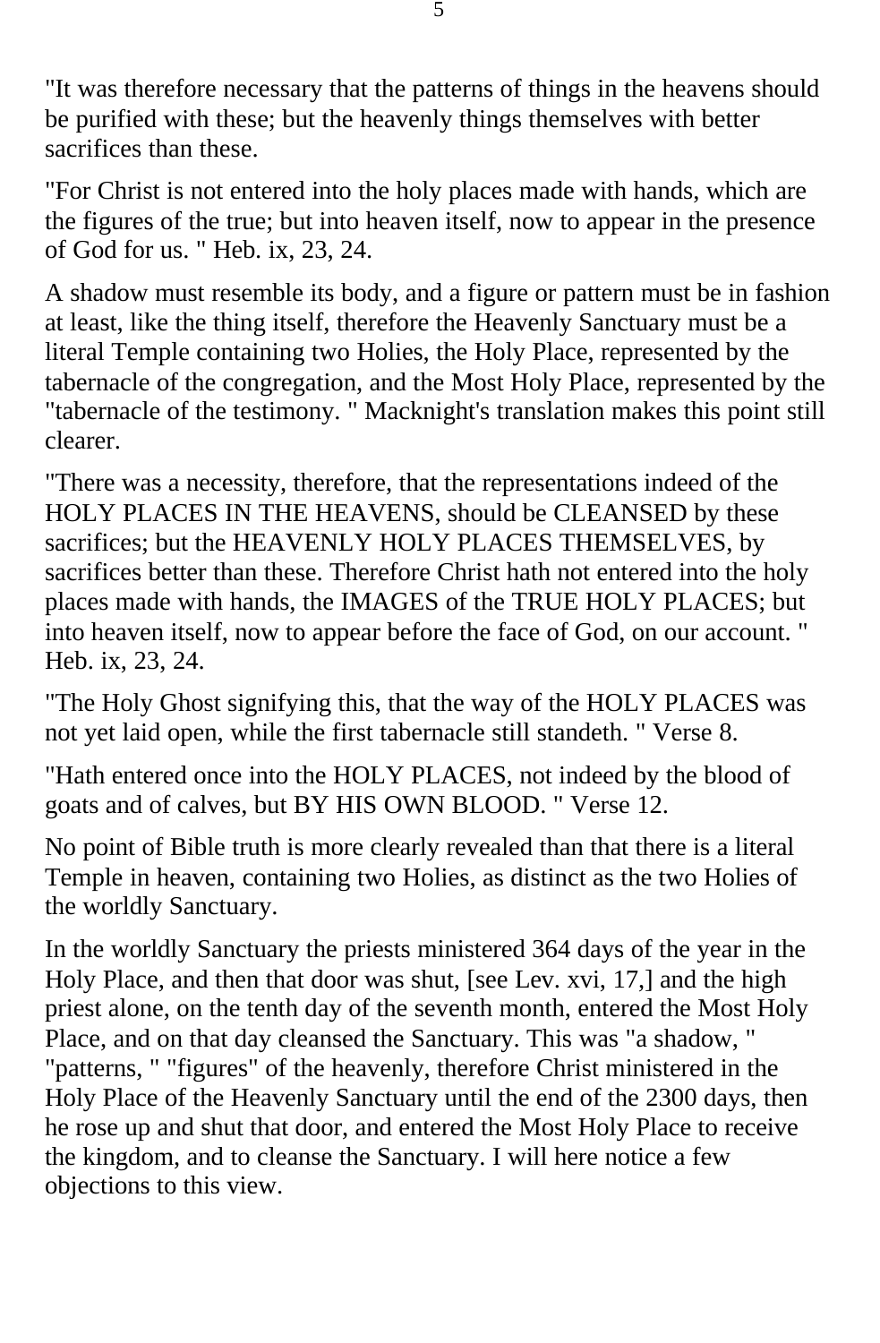"It was therefore necessary that the patterns of things in the heavens should be purified with these; but the heavenly things themselves with better sacrifices than these.

"For Christ is not entered into the holy places made with hands, which are the figures of the true; but into heaven itself, now to appear in the presence of God for us. " Heb. ix, 23, 24.

A shadow must resemble its body, and a figure or pattern must be in fashion at least, like the thing itself, therefore the Heavenly Sanctuary must be a literal Temple containing two Holies, the Holy Place, represented by the tabernacle of the congregation, and the Most Holy Place, represented by the "tabernacle of the testimony. " Macknight's translation makes this point still clearer.

"There was a necessity, therefore, that the representations indeed of the HOLY PLACES IN THE HEAVENS, should be CLEANSED by these sacrifices; but the HEAVENLY HOLY PLACES THEMSELVES, by sacrifices better than these. Therefore Christ hath not entered into the holy places made with hands, the IMAGES of the TRUE HOLY PLACES; but into heaven itself, now to appear before the face of God, on our account. " Heb. ix, 23, 24.

"The Holy Ghost signifying this, that the way of the HOLY PLACES was not yet laid open, while the first tabernacle still standeth. " Verse 8.

"Hath entered once into the HOLY PLACES, not indeed by the blood of goats and of calves, but BY HIS OWN BLOOD. " Verse 12.

No point of Bible truth is more clearly revealed than that there is a literal Temple in heaven, containing two Holies, as distinct as the two Holies of the worldly Sanctuary.

In the worldly Sanctuary the priests ministered 364 days of the year in the Holy Place, and then that door was shut, [see Lev. xvi, 17,] and the high priest alone, on the tenth day of the seventh month, entered the Most Holy Place, and on that day cleansed the Sanctuary. This was "a shadow, " "patterns, " "figures" of the heavenly, therefore Christ ministered in the Holy Place of the Heavenly Sanctuary until the end of the 2300 days, then he rose up and shut that door, and entered the Most Holy Place to receive the kingdom, and to cleanse the Sanctuary. I will here notice a few objections to this view.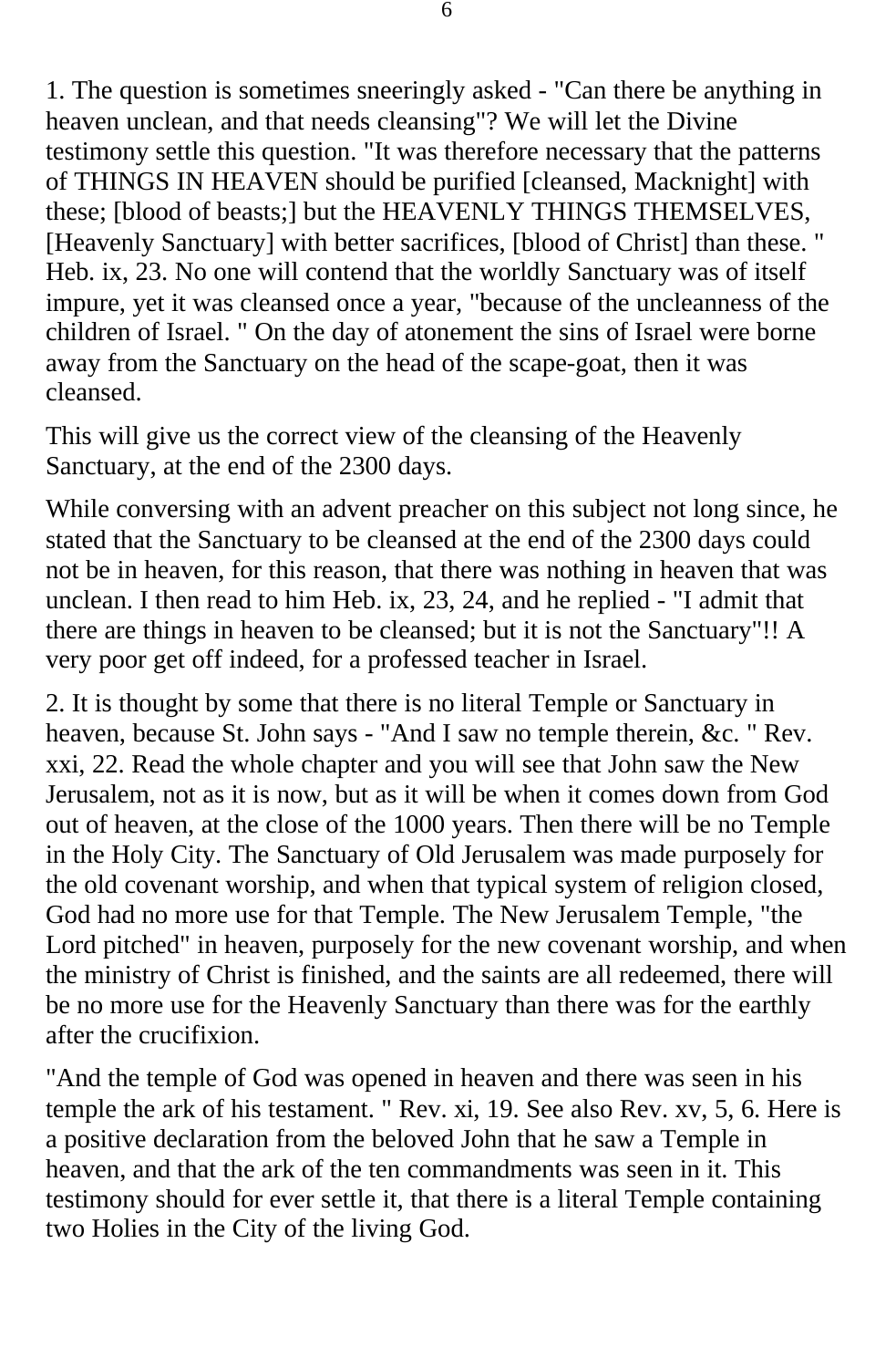1. The question is sometimes sneeringly asked - "Can there be anything in heaven unclean, and that needs cleansing"? We will let the Divine testimony settle this question. "It was therefore necessary that the patterns of THINGS IN HEAVEN should be purified [cleansed, Macknight] with these; [blood of beasts;] but the HEAVENLY THINGS THEMSELVES, [Heavenly Sanctuary] with better sacrifices, [blood of Christ] than these. " Heb. ix, 23. No one will contend that the worldly Sanctuary was of itself impure, yet it was cleansed once a year, "because of the uncleanness of the children of Israel. " On the day of atonement the sins of Israel were borne away from the Sanctuary on the head of the scape-goat, then it was cleansed.

This will give us the correct view of the cleansing of the Heavenly Sanctuary, at the end of the 2300 days.

While conversing with an advent preacher on this subject not long since, he stated that the Sanctuary to be cleansed at the end of the 2300 days could not be in heaven, for this reason, that there was nothing in heaven that was unclean. I then read to him Heb. ix, 23, 24, and he replied - "I admit that there are things in heaven to be cleansed; but it is not the Sanctuary"!! A very poor get off indeed, for a professed teacher in Israel.

2. It is thought by some that there is no literal Temple or Sanctuary in heaven, because St. John says - "And I saw no temple therein, &c. " Rev. xxi, 22. Read the whole chapter and you will see that John saw the New Jerusalem, not as it is now, but as it will be when it comes down from God out of heaven, at the close of the 1000 years. Then there will be no Temple in the Holy City. The Sanctuary of Old Jerusalem was made purposely for the old covenant worship, and when that typical system of religion closed, God had no more use for that Temple. The New Jerusalem Temple, "the Lord pitched" in heaven, purposely for the new covenant worship, and when the ministry of Christ is finished, and the saints are all redeemed, there will be no more use for the Heavenly Sanctuary than there was for the earthly after the crucifixion.

"And the temple of God was opened in heaven and there was seen in his temple the ark of his testament. " Rev. xi, 19. See also Rev. xv, 5, 6. Here is a positive declaration from the beloved John that he saw a Temple in heaven, and that the ark of the ten commandments was seen in it. This testimony should for ever settle it, that there is a literal Temple containing two Holies in the City of the living God.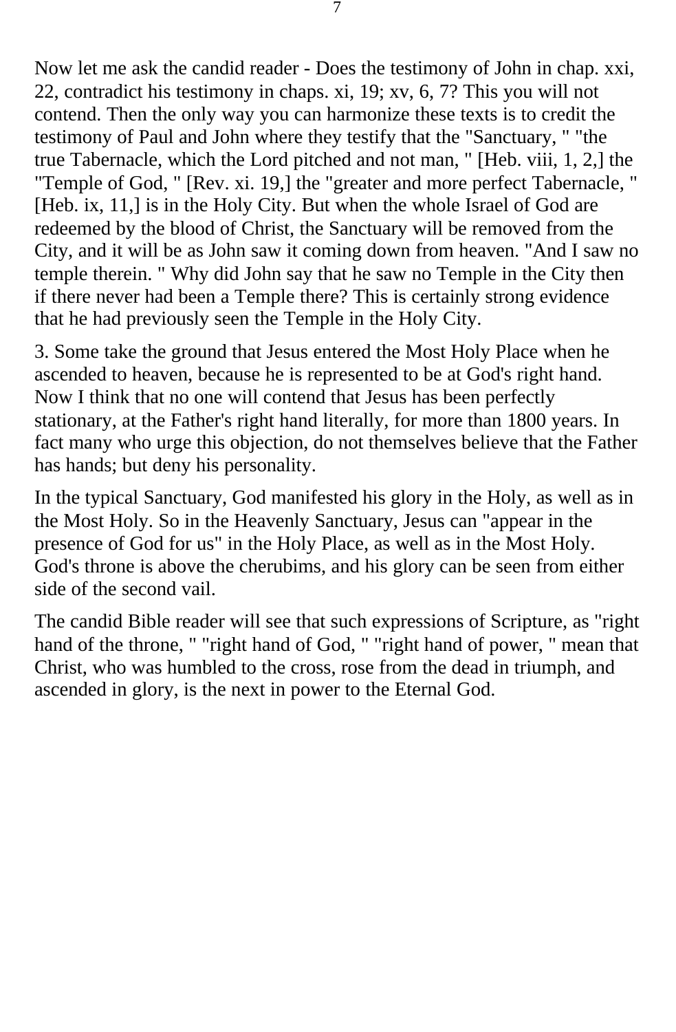Now let me ask the candid reader - Does the testimony of John in chap. xxi, 22, contradict his testimony in chaps. xi, 19; xv, 6, 7? This you will not contend. Then the only way you can harmonize these texts is to credit the testimony of Paul and John where they testify that the "Sanctuary, " "the true Tabernacle, which the Lord pitched and not man, " [Heb. viii, 1, 2,] the "Temple of God, " [Rev. xi. 19,] the "greater and more perfect Tabernacle, " [Heb. ix, 11,] is in the Holy City. But when the whole Israel of God are redeemed by the blood of Christ, the Sanctuary will be removed from the City, and it will be as John saw it coming down from heaven. "And I saw no temple therein. " Why did John say that he saw no Temple in the City then if there never had been a Temple there? This is certainly strong evidence that he had previously seen the Temple in the Holy City.

3. Some take the ground that Jesus entered the Most Holy Place when he ascended to heaven, because he is represented to be at God's right hand. Now I think that no one will contend that Jesus has been perfectly stationary, at the Father's right hand literally, for more than 1800 years. In fact many who urge this objection, do not themselves believe that the Father has hands; but deny his personality.

In the typical Sanctuary, God manifested his glory in the Holy, as well as in the Most Holy. So in the Heavenly Sanctuary, Jesus can "appear in the presence of God for us" in the Holy Place, as well as in the Most Holy. God's throne is above the cherubims, and his glory can be seen from either side of the second vail.

The candid Bible reader will see that such expressions of Scripture, as "right hand of the throne, " "right hand of God, " "right hand of power, " mean that Christ, who was humbled to the cross, rose from the dead in triumph, and ascended in glory, is the next in power to the Eternal God.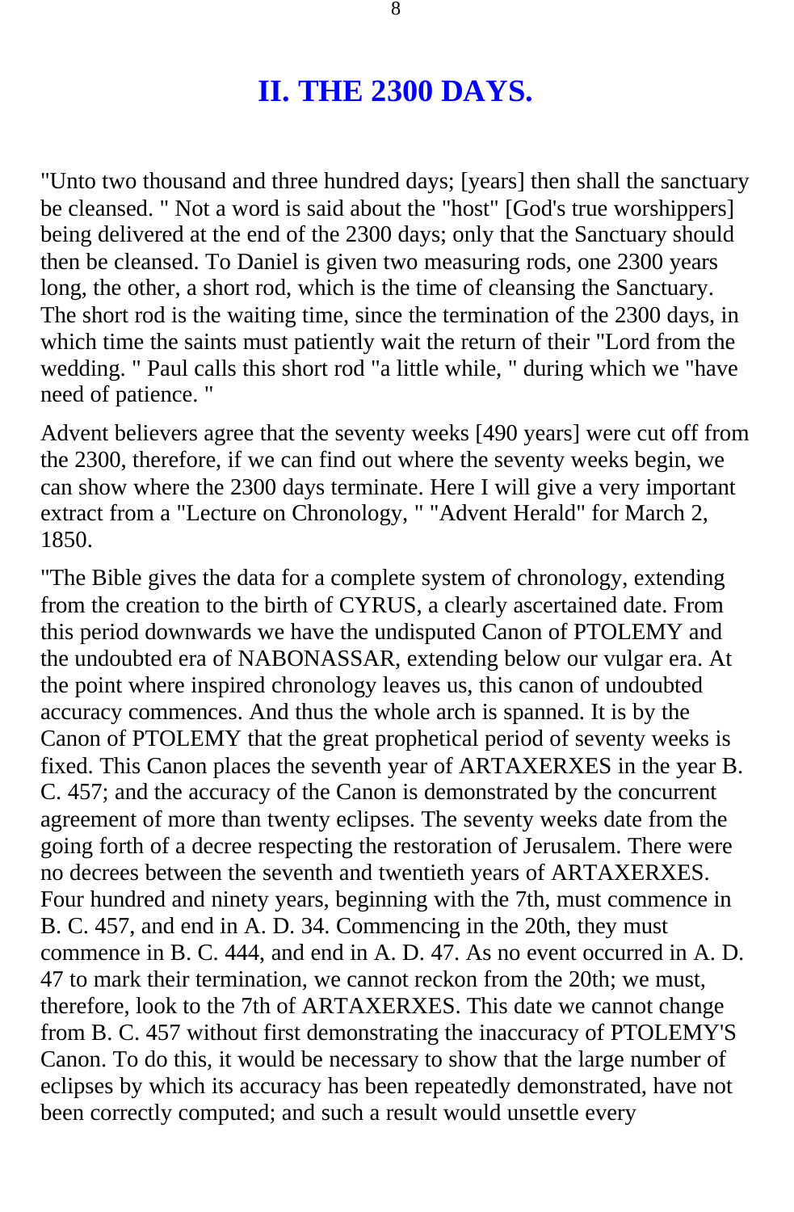## II. THE 2300 DAYS.

"Unto two thousand and three hundred days; [years] then shall the sanctuary be cleansed. " Not a word is said about the "host" [God's true worshippers] being delivered at the end of the 2300 days; only that the Sanctuary should then be cleansed. To Daniel is given two measuring rods, one 2300 years long, the other, a short rod, which is the time of cleansing the Sanctuary. The short rod is the waiting time, since the termination of the 2300 days, in which time the saints must patiently wait the return of their "Lord from the wedding. " Paul calls this short rod "a little while, " during which we "have need of patience. "

Advent believers agree that the seventy weeks [490 years] were cut off from the 2300, therefore, if we can find out where the seventy weeks begin, we can show where the 2300 days terminate. Here I will give a very important extract from a "Lecture on Chronology, " "Advent Herald" for March 2, 1850.

"The Bible gives the data for a complete system of chronology, extending from the creation to the birth of CYRUS, a clearly ascertained date. From this period downwards we have the undisputed Canon of PTOLEMY and the undoubted era of NABONASSAR, extending below our vulgar era. At the point where inspired chronology leaves us, this canon of undoubted accuracy commences. And thus the whole arch is spanned. It is by the Canon of PTOLEMY that the great prophetical period of seventy weeks is fixed. This Canon places the seventh year of ARTAXERXES in the year B. C. 457; and the accuracy of the Canon is demonstrated by the concurrent agreement of more than twenty eclipses. The seventy weeks date from the going forth of a decree respecting the restoration of Jerusalem. There were no decrees between the seventh and twentieth years of ARTAXERXES. Four hundred and ninety years, beginning with the 7th, must commence in B. C. 457, and end in A. D. 34. Commencing in the 20th, they must commence in B. C. 444, and end in A. D. 47. As no event occurred in A. D. 47 to mark their termination, we cannot reckon from the 20th; we must, therefore, look to the 7th of ARTAXERXES. This date we cannot change from B. C. 457 without first demonstrating the inaccuracy of PTOLEMY'S Canon. To do this, it would be necessary to show that the large number of eclipses by which its accuracy has been repeatedly demonstrated, have not been correctly computed; and such a result would unsettle every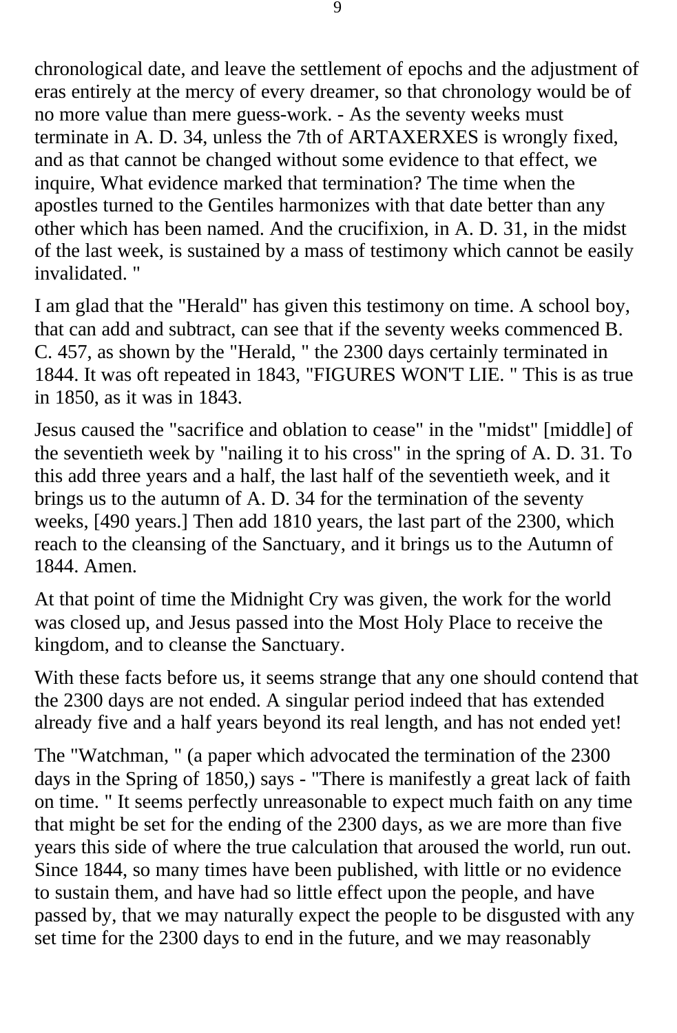chronological date, and leave the settlement of epochs and the adjustment of eras entirely at the mercy of every dreamer, so that chronology would be of no more value than mere guess-work. - As the seventy weeks must terminate in A. D. 34, unless the 7th of ARTAXERXES is wrongly fixed, and as that cannot be changed without some evidence to that effect, we inquire, What evidence marked that termination? The time when the apostles turned to the Gentiles harmonizes with that date better than any other which has been named. And the crucifixion, in A. D. 31, in the midst of the last week, is sustained by a mass of testimony which cannot be easily invalidated. "

I am glad that the "Herald" has given this testimony on time. A school boy, that can add and subtract, can see that if the seventy weeks commenced B. C. 457, as shown by the "Herald, " the 2300 days certainly terminated in 1844. It was oft repeated in 1843, "FIGURES WON'T LIE. " This is as true in 1850, as it was in 1843.

Jesus caused the "sacrifice and oblation to cease" in the "midst" [middle] of the seventieth week by "nailing it to his cross" in the spring of A. D. 31. To this add three years and a half, the last half of the seventieth week, and it brings us to the autumn of A. D. 34 for the termination of the seventy weeks, [490 years.] Then add 1810 years, the last part of the 2300, which reach to the cleansing of the Sanctuary, and it brings us to the Autumn of 1844. Amen.

At that point of time the Midnight Cry was given, the work for the world was closed up, and Jesus passed into the Most Holy Place to receive the kingdom, and to cleanse the Sanctuary.

With these facts before us, it seems strange that any one should contend that the 2300 days are not ended. A singular period indeed that has extended already five and a half years beyond its real length, and has not ended yet!

The "Watchman, " (a paper which advocated the termination of the 2300 days in the Spring of 1850,) says - "There is manifestly a great lack of faith on time. " It seems perfectly unreasonable to expect much faith on any time that might be set for the ending of the 2300 days, as we are more than five years this side of where the true calculation that aroused the world, run out. Since 1844, so many times have been published, with little or no evidence to sustain them, and have had so little effect upon the people, and have passed by, that we may naturally expect the people to be disgusted with any set time for the 2300 days to end in the future, and we may reasonably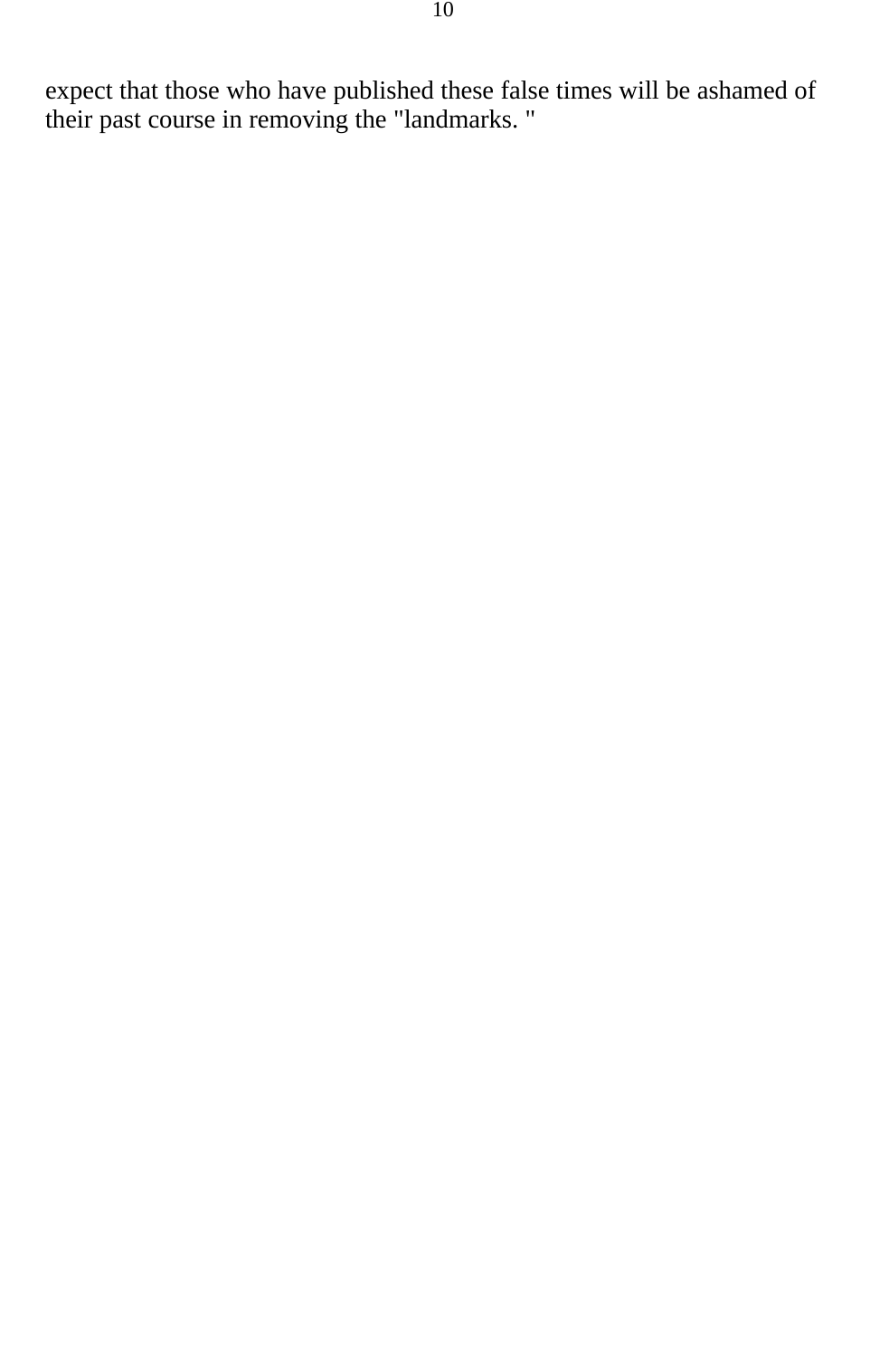expect that those who have published these false times will be ashamed of their past course in removing the "landmarks. "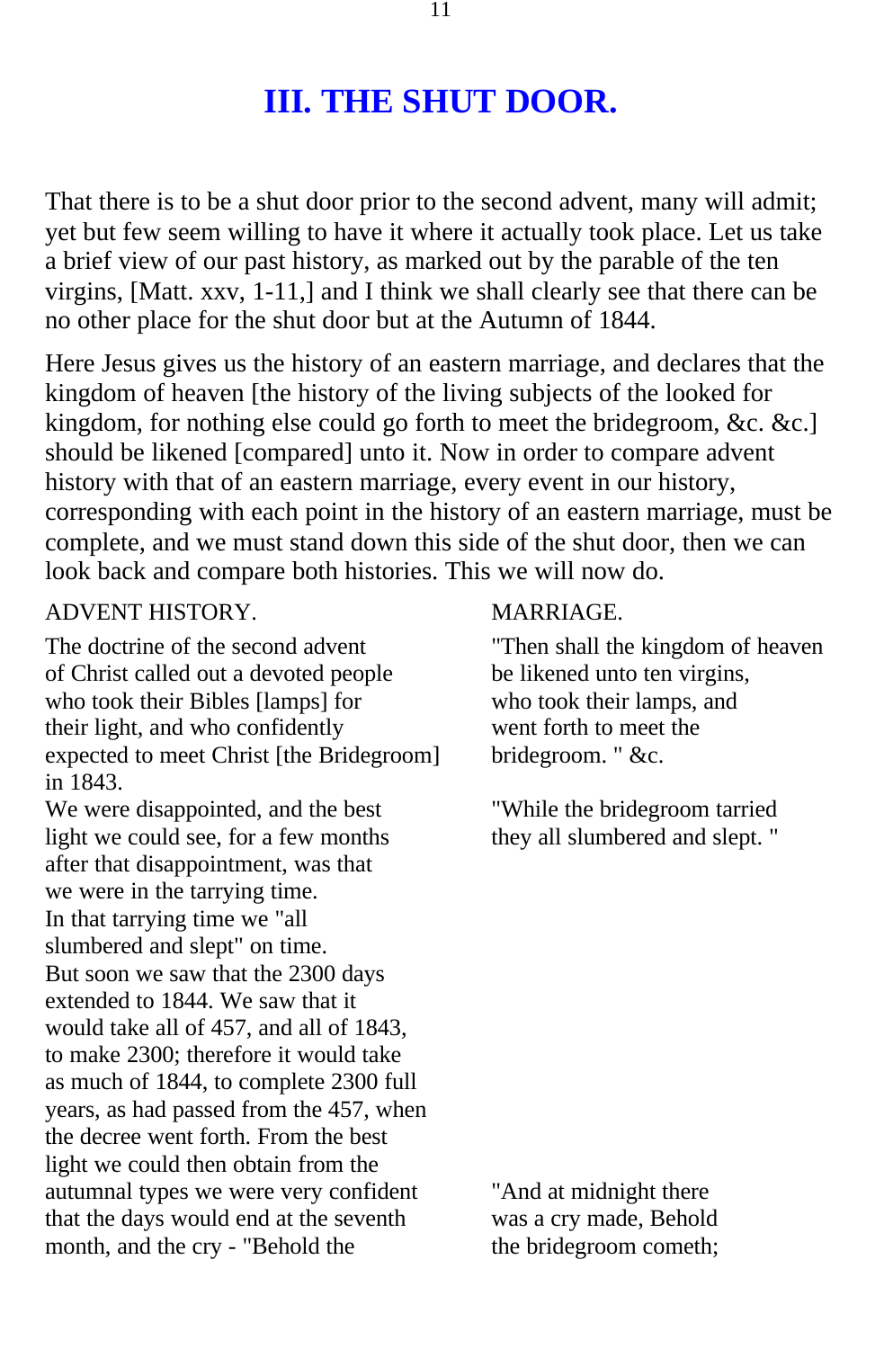# III. THE SHUT DOOR.

That there is to be a shut door prior to the second advent, many will admit; yet but few seem willing to have it where it actually took place. Let us take a brief view of our past history, as marked out by the parable of the ten virgins, [Matt. xxv, 1-11,] and I think we shall clearly see that there can be no other place for the shut door but at the Autumn of 1844.

Here Jesus gives us the history of an eastern marriage, and declares that the kingdom of heaven [the history of the living subjects of the looked for kingdom, for nothing else could go forth to meet the bridegroom, &c. &c.] should be likened [compared] unto it. Now in order to compare advent history with that of an eastern marriage, every event in our history, corresponding with each point in the history of an eastern marriage, must be complete, and we must stand down this side of the shut door, then we can look back and compare both histories. This we will now do.

| ADVENT HISTORY. | MARRIAGE. |
|---|---|
| The doctrine of the second advent of Christ called out a devoted people who took their Bibles [lamps] for their light, and who confidently expected to meet Christ [the Bridegroom] in 1843. | "Then shall the kingdom of heaven be likened unto ten virgins, who took their lamps, and went forth to meet the bridegroom. " &c. |
| We were disappointed, and the best light we could see, for a few months after that disappointment, was that we were in the tarrying time. In that tarrying time we "all slumbered and slept" on time. | "While the bridegroom tarried they all slumbered and slept. " |
| But soon we saw that the 2300 days extended to 1844. We saw that it would take all of 457, and all of 1843, to make 2300; therefore it would take as much of 1844, to complete 2300 full years, as had passed from the 457, when the decree went forth. From the best light we could then obtain from the autumnal types we were very confident that the days would end at the seventh month, and the cry - "Behold the | "And at midnight there was a cry made, Behold the bridegroom cometh; |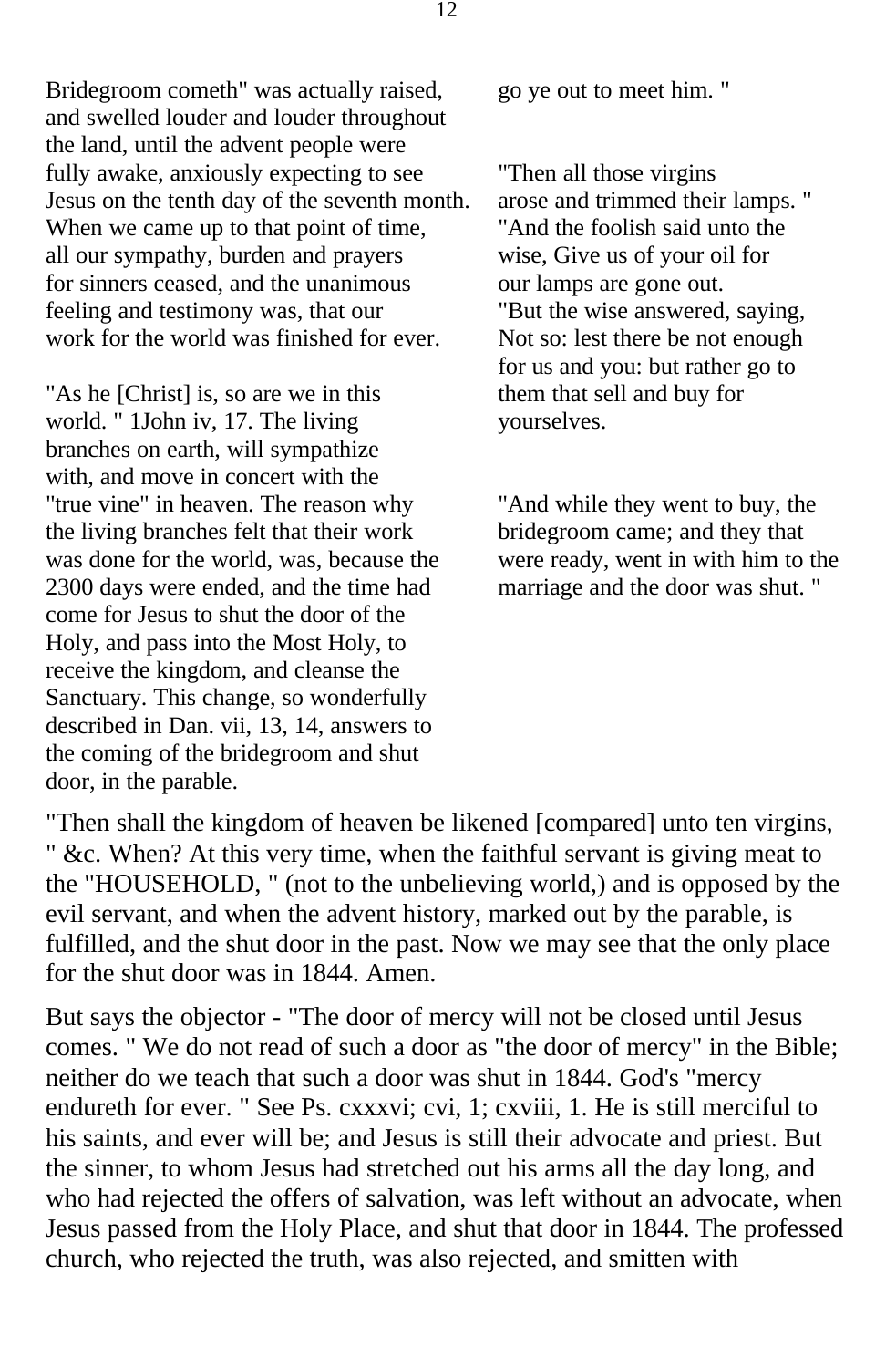Bridegroom cometh" was actually raised, and swelled louder and louder throughout the land, until the advent people were fully awake, anxiously expecting to see Jesus on the tenth day of the seventh month. When we came up to that point of time, all our sympathy, burden and prayers for sinners ceased, and the unanimous feeling and testimony was, that our work for the world was finished for ever.

"As he [Christ] is, so are we in this world. " 1John iv, 17. The living branches on earth, will sympathize with, and move in concert with the "true vine" in heaven. The reason why the living branches felt that their work was done for the world, was, because the 2300 days were ended, and the time had come for Jesus to shut the door of the Holy, and pass into the Most Holy, to receive the kingdom, and cleanse the Sanctuary. This change, so wonderfully described in Dan. vii, 13, 14, answers to the coming of the bridegroom and shut door, in the parable.

go ye out to meet him. "

"Then all those virgins arose and trimmed their lamps. " "And the foolish said unto the wise, Give us of your oil for our lamps are gone out. "But the wise answered, saying, Not so: lest there be not enough for us and you: but rather go to them that sell and buy for yourselves.

"And while they went to buy, the bridegroom came; and they that were ready, went in with him to the marriage and the door was shut. "

"Then shall the kingdom of heaven be likened [compared] unto ten virgins, " &c. When? At this very time, when the faithful servant is giving meat to the "HOUSEHOLD, " (not to the unbelieving world,) and is opposed by the evil servant, and when the advent history, marked out by the parable, is fulfilled, and the shut door in the past. Now we may see that the only place for the shut door was in 1844. Amen.

But says the objector - "The door of mercy will not be closed until Jesus comes. " We do not read of such a door as "the door of mercy" in the Bible; neither do we teach that such a door was shut in 1844. God's "mercy endureth for ever. " See Ps. cxxxvi; cvi, 1; cxviii, 1. He is still merciful to his saints, and ever will be; and Jesus is still their advocate and priest. But the sinner, to whom Jesus had stretched out his arms all the day long, and who had rejected the offers of salvation, was left without an advocate, when Jesus passed from the Holy Place, and shut that door in 1844. The professed church, who rejected the truth, was also rejected, and smitten with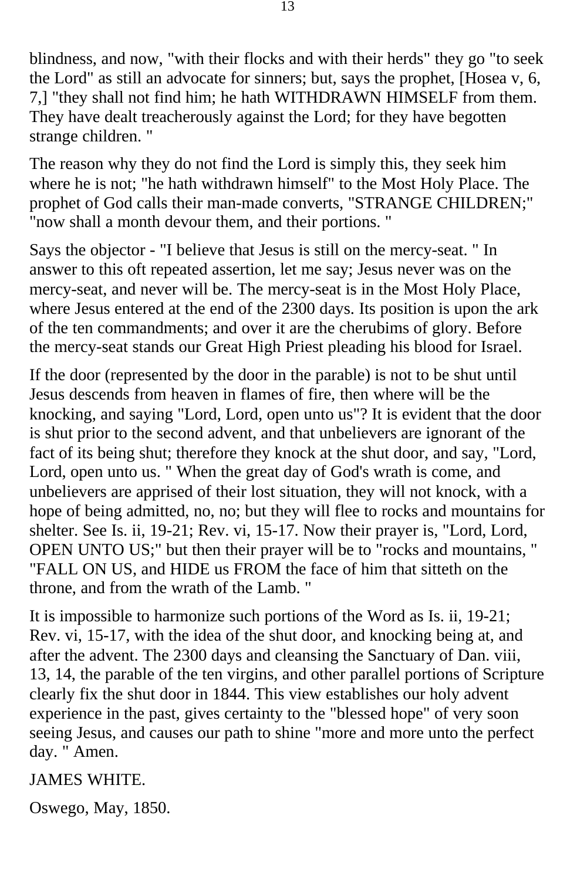blindness, and now, "with their flocks and with their herds" they go "to seek the Lord" as still an advocate for sinners; but, says the prophet, [Hosea v, 6, 7,] "they shall not find him; he hath WITHDRAWN HIMSELF from them. They have dealt treacherously against the Lord; for they have begotten strange children. "

The reason why they do not find the Lord is simply this, they seek him where he is not; "he hath withdrawn himself" to the Most Holy Place. The prophet of God calls their man-made converts, "STRANGE CHILDREN;" "now shall a month devour them, and their portions. "

Says the objector - "I believe that Jesus is still on the mercy-seat. " In answer to this oft repeated assertion, let me say; Jesus never was on the mercy-seat, and never will be. The mercy-seat is in the Most Holy Place, where Jesus entered at the end of the 2300 days. Its position is upon the ark of the ten commandments; and over it are the cherubims of glory. Before the mercy-seat stands our Great High Priest pleading his blood for Israel.

If the door (represented by the door in the parable) is not to be shut until Jesus descends from heaven in flames of fire, then where will be the knocking, and saying "Lord, Lord, open unto us"? It is evident that the door is shut prior to the second advent, and that unbelievers are ignorant of the fact of its being shut; therefore they knock at the shut door, and say, "Lord, Lord, open unto us. " When the great day of God's wrath is come, and unbelievers are apprised of their lost situation, they will not knock, with a hope of being admitted, no, no; but they will flee to rocks and mountains for shelter. See Is. ii, 19-21; Rev. vi, 15-17. Now their prayer is, "Lord, Lord, OPEN UNTO US;" but then their prayer will be to "rocks and mountains, " "FALL ON US, and HIDE us FROM the face of him that sitteth on the throne, and from the wrath of the Lamb. "

It is impossible to harmonize such portions of the Word as Is. ii, 19-21; Rev. vi, 15-17, with the idea of the shut door, and knocking being at, and after the advent. The 2300 days and cleansing the Sanctuary of Dan. viii, 13, 14, the parable of the ten virgins, and other parallel portions of Scripture clearly fix the shut door in 1844. This view establishes our holy advent experience in the past, gives certainty to the "blessed hope" of very soon seeing Jesus, and causes our path to shine "more and more unto the perfect day. " Amen.

JAMES WHITE.

Oswego, May, 1850.